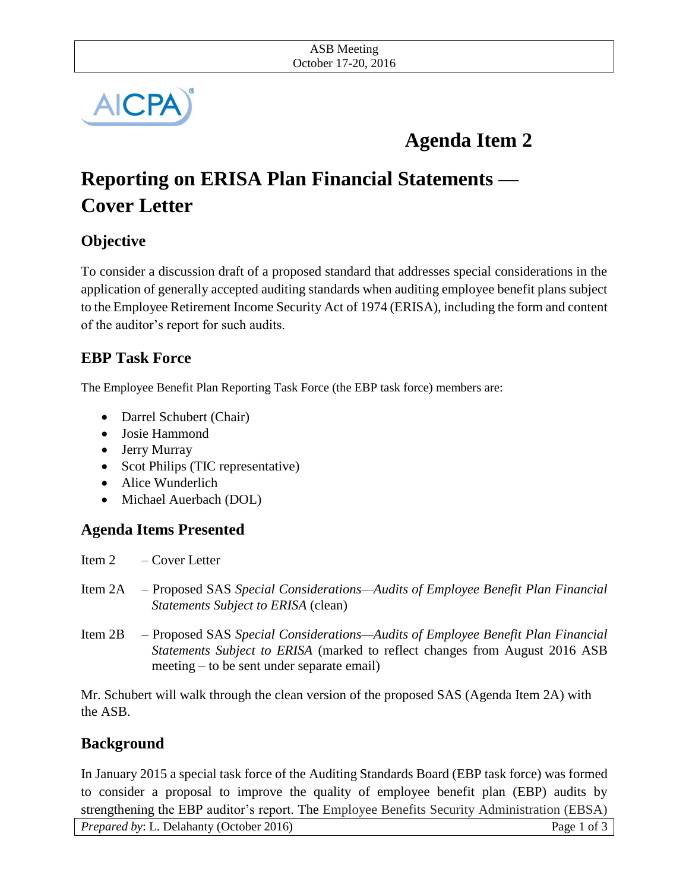# Agenda Item 2

# Reporting on ERISA Plan Financial Statements — Cover Letter

## Objective

To consider a discussion draft of a proposed standard that addresses special considerations in the application of generally accepted auditing standards when auditing employee benefit plans subject to the Employee Retirement Income Security Act of 1974 (ERISA), including the form and content of the auditor's report for such audits.

## EBP Task Force

The Employee Benefit Plan Reporting Task Force (the EBP task force) members are:

- Darrel Schubert (Chair)
- Josie Hammond
- Jerry Murray
- Scot Philips (TIC representative)
- Alice Wunderlich
- Michael Auerbach (DOL)

## Agenda Items Presented

Item 2 – Cover Letter

Item 2A – Proposed SAS *Special Considerations—Audits of Employee Benefit Plan Financial Statements Subject to ERISA* (clean)

Item 2B – Proposed SAS *Special Considerations—Audits of Employee Benefit Plan Financial Statements Subject to ERISA* (marked to reflect changes from August 2016 ASB meeting – to be sent under separate email)

Mr. Schubert will walk through the clean version of the proposed SAS (Agenda Item 2A) with the ASB.

## Background

In January 2015 a special task force of the Auditing Standards Board (EBP task force) was formed to consider a proposal to improve the quality of employee benefit plan (EBP) audits by strengthening the EBP auditor's report. The Employee Benefits Security Administration (EBSA)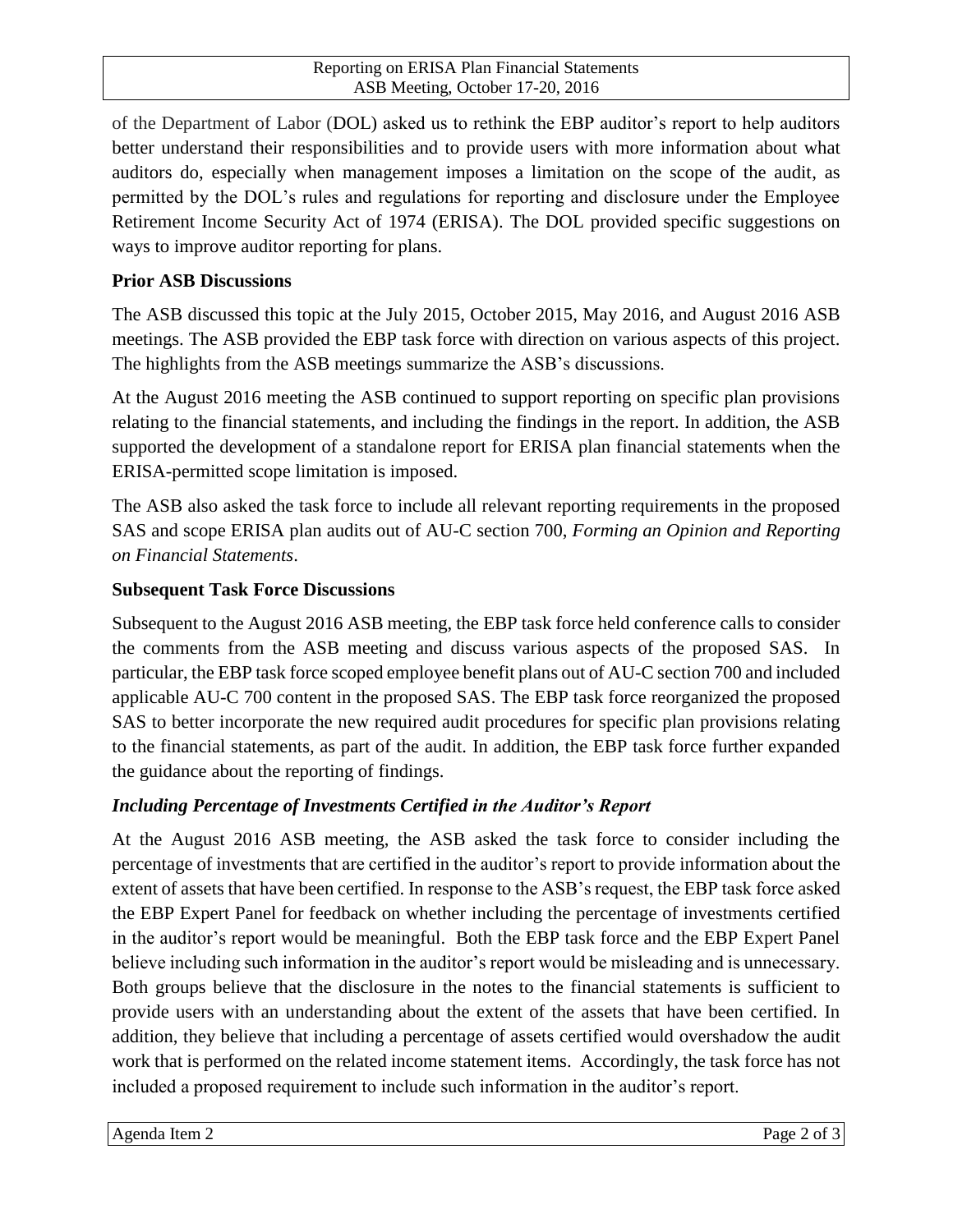of the Department of Labor (DOL) asked us to rethink the EBP auditor's report to help auditors better understand their responsibilities and to provide users with more information about what auditors do, especially when management imposes a limitation on the scope of the audit, as permitted by the DOL's rules and regulations for reporting and disclosure under the Employee Retirement Income Security Act of 1974 (ERISA). The DOL provided specific suggestions on ways to improve auditor reporting for plans.

**Prior ASB Discussions**

The ASB discussed this topic at the July 2015, October 2015, May 2016, and August 2016 ASB meetings. The ASB provided the EBP task force with direction on various aspects of this project. The highlights from the ASB meetings summarize the ASB's discussions.

At the August 2016 meeting the ASB continued to support reporting on specific plan provisions relating to the financial statements, and including the findings in the report. In addition, the ASB supported the development of a standalone report for ERISA plan financial statements when the ERISA-permitted scope limitation is imposed.

The ASB also asked the task force to include all relevant reporting requirements in the proposed SAS and scope ERISA plan audits out of AU-C section 700, *Forming an Opinion and Reporting on Financial Statements*.

**Subsequent Task Force Discussions**

Subsequent to the August 2016 ASB meeting, the EBP task force held conference calls to consider the comments from the ASB meeting and discuss various aspects of the proposed SAS. In particular, the EBP task force scoped employee benefit plans out of AU-C section 700 and included applicable AU-C 700 content in the proposed SAS. The EBP task force reorganized the proposed SAS to better incorporate the new required audit procedures for specific plan provisions relating to the financial statements, as part of the audit. In addition, the EBP task force further expanded the guidance about the reporting of findings.

***Including Percentage of Investments Certified in the Auditor's Report***

At the August 2016 ASB meeting, the ASB asked the task force to consider including the percentage of investments that are certified in the auditor's report to provide information about the extent of assets that have been certified. In response to the ASB's request, the EBP task force asked the EBP Expert Panel for feedback on whether including the percentage of investments certified in the auditor's report would be meaningful. Both the EBP task force and the EBP Expert Panel believe including such information in the auditor's report would be misleading and is unnecessary. Both groups believe that the disclosure in the notes to the financial statements is sufficient to provide users with an understanding about the extent of the assets that have been certified. In addition, they believe that including a percentage of assets certified would overshadow the audit work that is performed on the related income statement items. Accordingly, the task force has not included a proposed requirement to include such information in the auditor's report.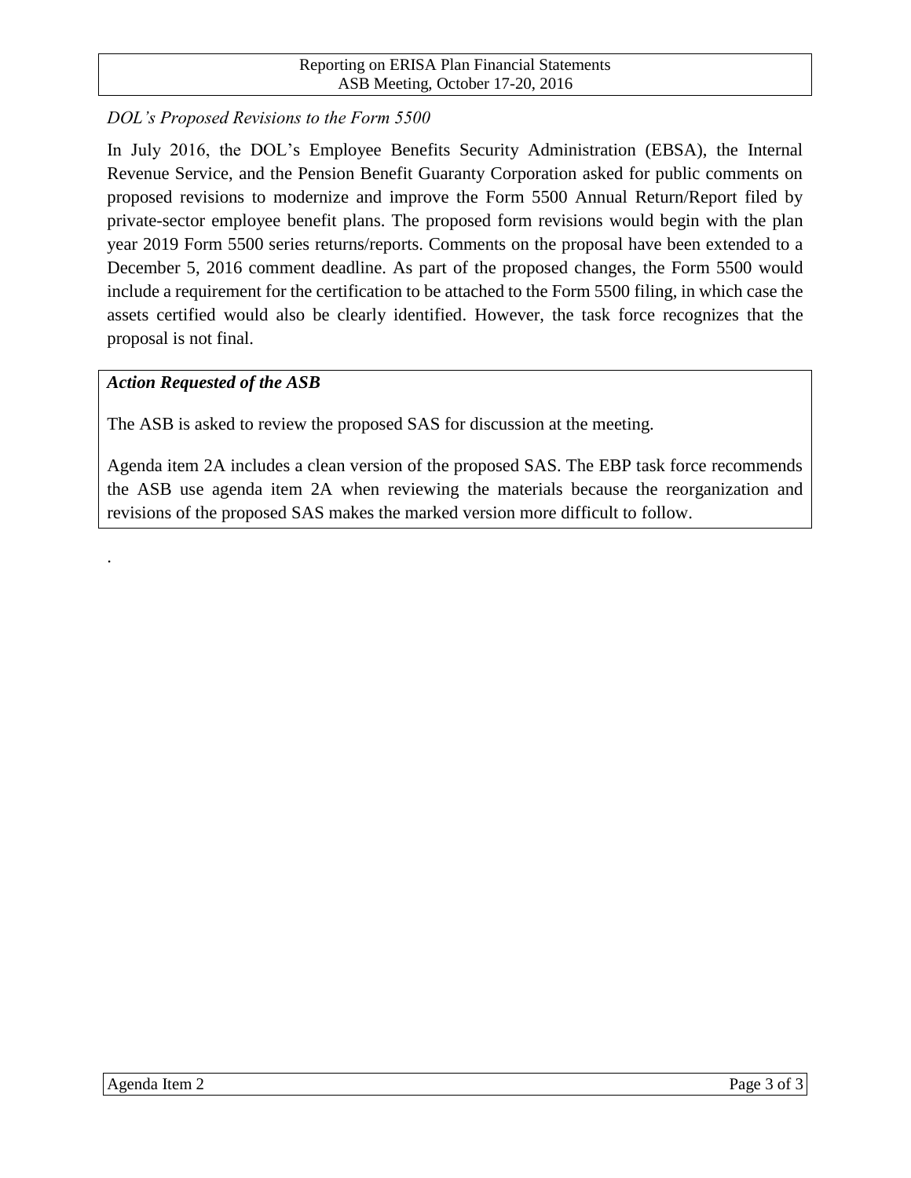*DOL's Proposed Revisions to the Form 5500*

In July 2016, the DOL's Employee Benefits Security Administration (EBSA), the Internal Revenue Service, and the Pension Benefit Guaranty Corporation asked for public comments on proposed revisions to modernize and improve the Form 5500 Annual Return/Report filed by private-sector employee benefit plans. The proposed form revisions would begin with the plan year 2019 Form 5500 series returns/reports. Comments on the proposal have been extended to a December 5, 2016 comment deadline. As part of the proposed changes, the Form 5500 would include a requirement for the certification to be attached to the Form 5500 filing, in which case the assets certified would also be clearly identified. However, the task force recognizes that the proposal is not final.

***Action Requested of the ASB***

The ASB is asked to review the proposed SAS for discussion at the meeting.

Agenda item 2A includes a clean version of the proposed SAS. The EBP task force recommends the ASB use agenda item 2A when reviewing the materials because the reorganization and revisions of the proposed SAS makes the marked version more difficult to follow.

.